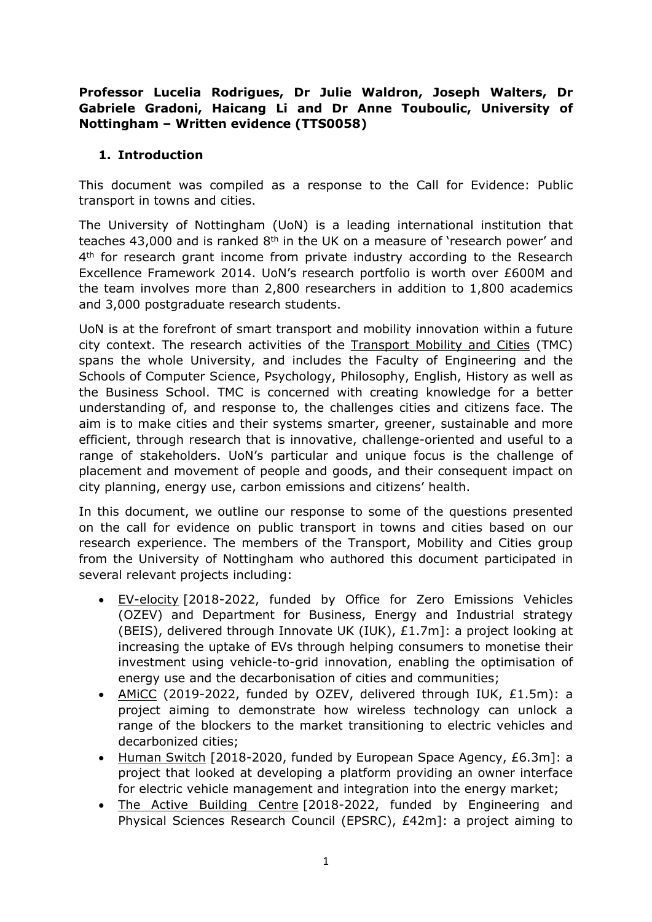**Professor Lucelia Rodrigues, Dr Julie Waldron, Joseph Walters, Dr Gabriele Gradoni, Haicang Li and Dr Anne Touboulic, University of Nottingham – Written evidence (TTS0058)**

## 1. Introduction

This document was compiled as a response to the Call for Evidence: Public transport in towns and cities.

The University of Nottingham (UoN) is a leading international institution that teaches 43,000 and is ranked 8th in the UK on a measure of 'research power' and 4th for research grant income from private industry according to the Research Excellence Framework 2014. UoN's research portfolio is worth over £600M and the team involves more than 2,800 researchers in addition to 1,800 academics and 3,000 postgraduate research students.

UoN is at the forefront of smart transport and mobility innovation within a future city context. The research activities of the Transport Mobility and Cities (TMC) spans the whole University, and includes the Faculty of Engineering and the Schools of Computer Science, Psychology, Philosophy, English, History as well as the Business School. TMC is concerned with creating knowledge for a better understanding of, and response to, the challenges cities and citizens face. The aim is to make cities and their systems smarter, greener, sustainable and more efficient, through research that is innovative, challenge-oriented and useful to a range of stakeholders. UoN's particular and unique focus is the challenge of placement and movement of people and goods, and their consequent impact on city planning, energy use, carbon emissions and citizens' health.

In this document, we outline our response to some of the questions presented on the call for evidence on public transport in towns and cities based on our research experience. The members of the Transport, Mobility and Cities group from the University of Nottingham who authored this document participated in several relevant projects including:

- EV-elocity [2018-2022, funded by Office for Zero Emissions Vehicles (OZEV) and Department for Business, Energy and Industrial strategy (BEIS), delivered through Innovate UK (IUK), £1.7m]: a project looking at increasing the uptake of EVs through helping consumers to monetise their investment using vehicle-to-grid innovation, enabling the optimisation of energy use and the decarbonisation of cities and communities;
- AMiCC (2019-2022, funded by OZEV, delivered through IUK, £1.5m): a project aiming to demonstrate how wireless technology can unlock a range of the blockers to the market transitioning to electric vehicles and decarbonized cities;
- Human Switch [2018-2020, funded by European Space Agency, £6.3m]: a project that looked at developing a platform providing an owner interface for electric vehicle management and integration into the energy market;
- The Active Building Centre [2018-2022, funded by Engineering and Physical Sciences Research Council (EPSRC), £42m]: a project aiming to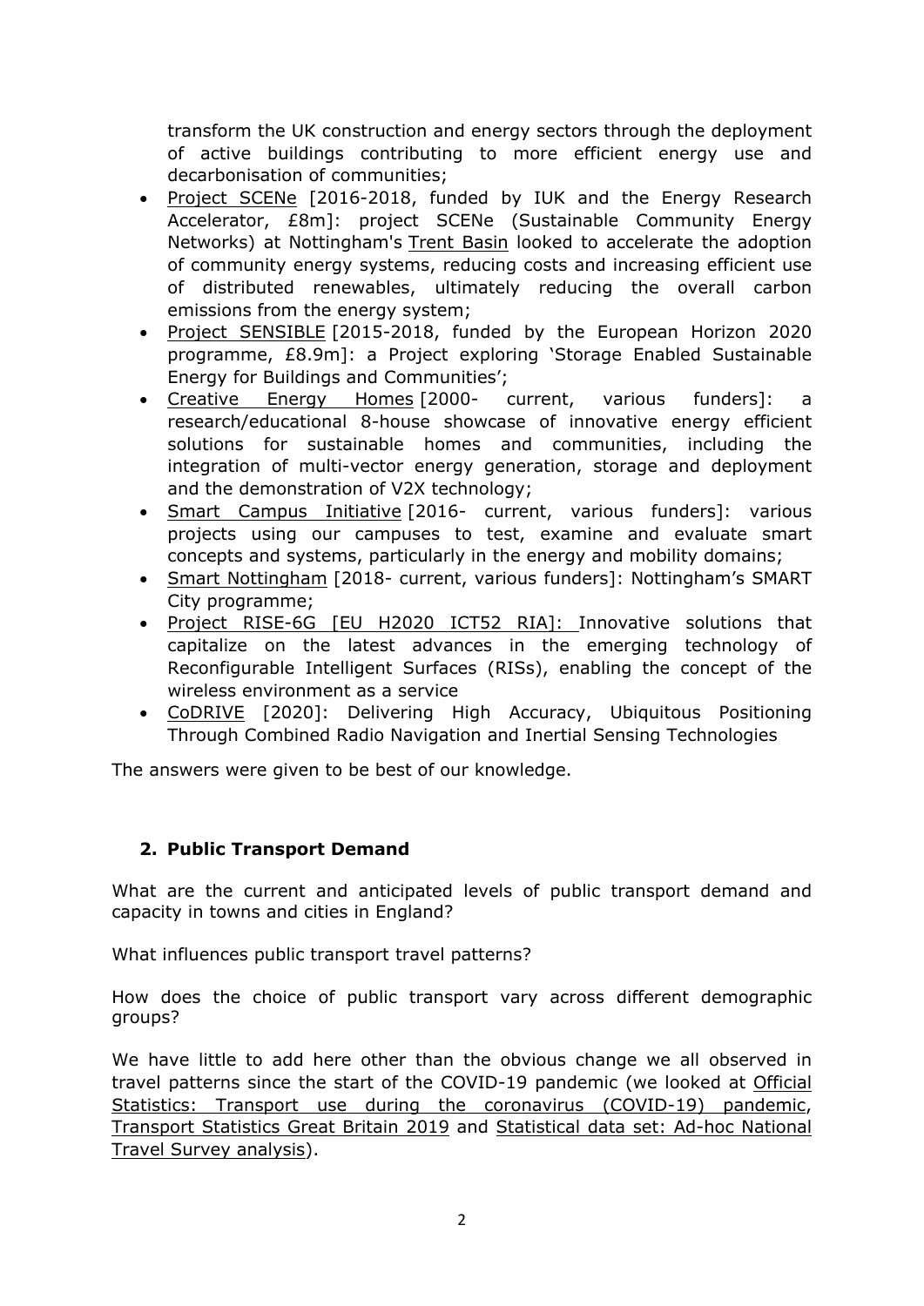transform the UK construction and energy sectors through the deployment of active buildings contributing to more efficient energy use and decarbonisation of communities;

- Project SCENe [2016-2018, funded by IUK and the Energy Research Accelerator, £8m]: project SCENe (Sustainable Community Energy Networks) at Nottingham's Trent Basin looked to accelerate the adoption of community energy systems, reducing costs and increasing efficient use of distributed renewables, ultimately reducing the overall carbon emissions from the energy system;
- Project SENSIBLE [2015-2018, funded by the European Horizon 2020 programme, £8.9m]: a Project exploring 'Storage Enabled Sustainable Energy for Buildings and Communities';
- Creative Energy Homes [2000- current, various funders]: a research/educational 8-house showcase of innovative energy efficient solutions for sustainable homes and communities, including the integration of multi-vector energy generation, storage and deployment and the demonstration of V2X technology;
- Smart Campus Initiative [2016- current, various funders]: various projects using our campuses to test, examine and evaluate smart concepts and systems, particularly in the energy and mobility domains;
- Smart Nottingham [2018- current, various funders]: Nottingham's SMART City programme;
- Project RISE-6G [EU H2020 ICT52 RIA]: Innovative solutions that capitalize on the latest advances in the emerging technology of Reconfigurable Intelligent Surfaces (RISs), enabling the concept of the wireless environment as a service
- CoDRIVE [2020]: Delivering High Accuracy, Ubiquitous Positioning Through Combined Radio Navigation and Inertial Sensing Technologies

The answers were given to be best of our knowledge.

## 2. Public Transport Demand

What are the current and anticipated levels of public transport demand and capacity in towns and cities in England?

What influences public transport travel patterns?

How does the choice of public transport vary across different demographic groups?

We have little to add here other than the obvious change we all observed in travel patterns since the start of the COVID-19 pandemic (we looked at Official Statistics: Transport use during the coronavirus (COVID-19) pandemic, Transport Statistics Great Britain 2019 and Statistical data set: Ad-hoc National Travel Survey analysis).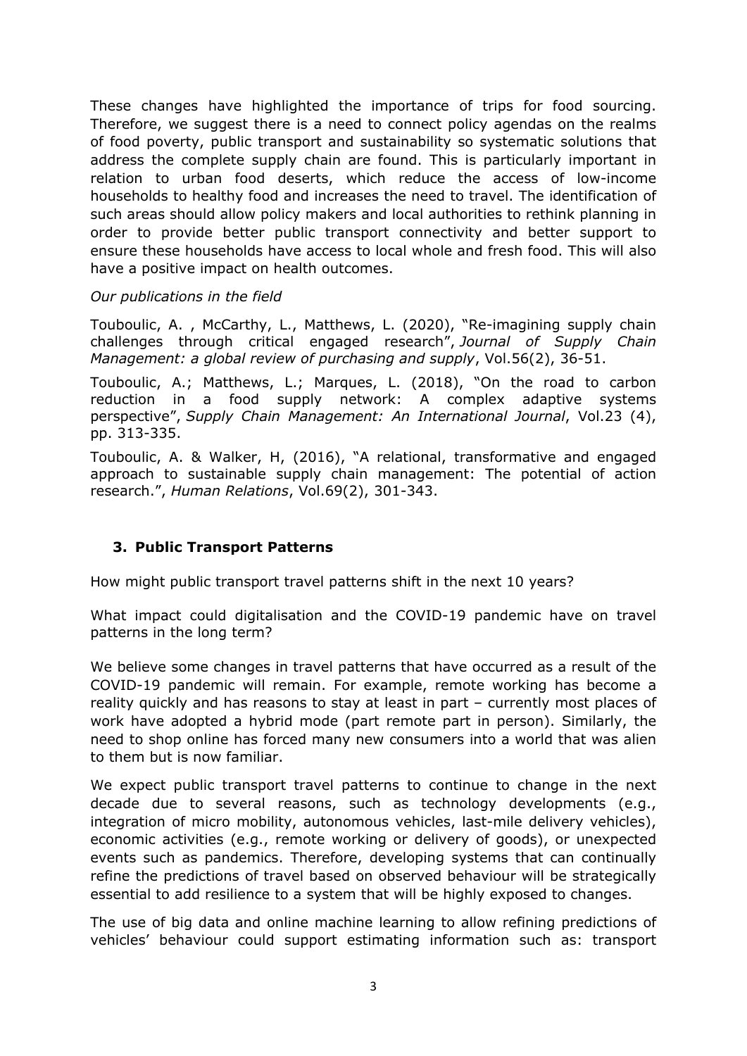These changes have highlighted the importance of trips for food sourcing. Therefore, we suggest there is a need to connect policy agendas on the realms of food poverty, public transport and sustainability so systematic solutions that address the complete supply chain are found. This is particularly important in relation to urban food deserts, which reduce the access of low-income households to healthy food and increases the need to travel. The identification of such areas should allow policy makers and local authorities to rethink planning in order to provide better public transport connectivity and better support to ensure these households have access to local whole and fresh food. This will also have a positive impact on health outcomes.

*Our publications in the field*

Touboulic, A. , McCarthy, L., Matthews, L. (2020), "Re-imagining supply chain challenges through critical engaged research", *Journal of Supply Chain Management: a global review of purchasing and supply*, Vol.56(2), 36-51.

Touboulic, A.; Matthews, L.; Marques, L. (2018), "On the road to carbon reduction in a food supply network: A complex adaptive systems perspective", *Supply Chain Management: An International Journal*, Vol.23 (4), pp. 313-335.

Touboulic, A. & Walker, H, (2016), "A relational, transformative and engaged approach to sustainable supply chain management: The potential of action research.", *Human Relations*, Vol.69(2), 301-343.

## 3. Public Transport Patterns

How might public transport travel patterns shift in the next 10 years?

What impact could digitalisation and the COVID-19 pandemic have on travel patterns in the long term?

We believe some changes in travel patterns that have occurred as a result of the COVID-19 pandemic will remain. For example, remote working has become a reality quickly and has reasons to stay at least in part – currently most places of work have adopted a hybrid mode (part remote part in person). Similarly, the need to shop online has forced many new consumers into a world that was alien to them but is now familiar.

We expect public transport travel patterns to continue to change in the next decade due to several reasons, such as technology developments (e.g., integration of micro mobility, autonomous vehicles, last-mile delivery vehicles), economic activities (e.g., remote working or delivery of goods), or unexpected events such as pandemics. Therefore, developing systems that can continually refine the predictions of travel based on observed behaviour will be strategically essential to add resilience to a system that will be highly exposed to changes.

The use of big data and online machine learning to allow refining predictions of vehicles' behaviour could support estimating information such as: transport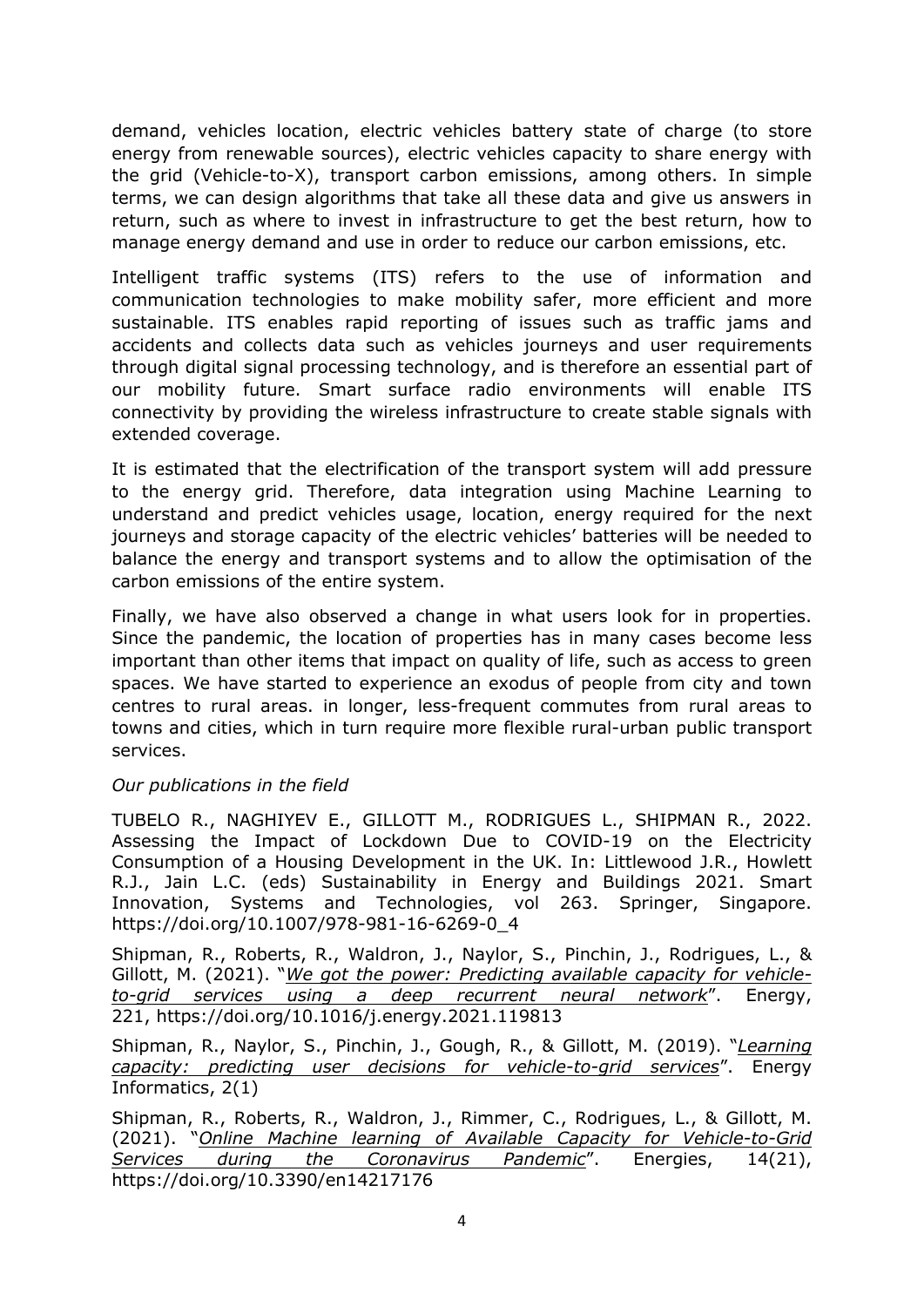demand, vehicles location, electric vehicles battery state of charge (to store energy from renewable sources), electric vehicles capacity to share energy with the grid (Vehicle-to-X), transport carbon emissions, among others. In simple terms, we can design algorithms that take all these data and give us answers in return, such as where to invest in infrastructure to get the best return, how to manage energy demand and use in order to reduce our carbon emissions, etc.

Intelligent traffic systems (ITS) refers to the use of information and communication technologies to make mobility safer, more efficient and more sustainable. ITS enables rapid reporting of issues such as traffic jams and accidents and collects data such as vehicles journeys and user requirements through digital signal processing technology, and is therefore an essential part of our mobility future. Smart surface radio environments will enable ITS connectivity by providing the wireless infrastructure to create stable signals with extended coverage.

It is estimated that the electrification of the transport system will add pressure to the energy grid. Therefore, data integration using Machine Learning to understand and predict vehicles usage, location, energy required for the next journeys and storage capacity of the electric vehicles' batteries will be needed to balance the energy and transport systems and to allow the optimisation of the carbon emissions of the entire system.

Finally, we have also observed a change in what users look for in properties. Since the pandemic, the location of properties has in many cases become less important than other items that impact on quality of life, such as access to green spaces. We have started to experience an exodus of people from city and town centres to rural areas. in longer, less-frequent commutes from rural areas to towns and cities, which in turn require more flexible rural-urban public transport services.

*Our publications in the field*

TUBELO R., NAGHIYEV E., GILLOTT M., RODRIGUES L., SHIPMAN R., 2022. Assessing the Impact of Lockdown Due to COVID-19 on the Electricity Consumption of a Housing Development in the UK. In: Littlewood J.R., Howlett R.J., Jain L.C. (eds) Sustainability in Energy and Buildings 2021. Smart Innovation, Systems and Technologies, vol 263. Springer, Singapore. https://doi.org/10.1007/978-981-16-6269-0_4

Shipman, R., Roberts, R., Waldron, J., Naylor, S., Pinchin, J., Rodrigues, L., & Gillott, M. (2021). "*We got the power: Predicting available capacity for vehicle-to-grid services using a deep recurrent neural network*". Energy, 221, https://doi.org/10.1016/j.energy.2021.119813

Shipman, R., Naylor, S., Pinchin, J., Gough, R., & Gillott, M. (2019). "*Learning capacity: predicting user decisions for vehicle-to-grid services*". Energy Informatics, 2(1)

Shipman, R., Roberts, R., Waldron, J., Rimmer, C., Rodrigues, L., & Gillott, M. (2021). "*Online Machine learning of Available Capacity for Vehicle-to-Grid Services during the Coronavirus Pandemic*". Energies, 14(21), https://doi.org/10.3390/en14217176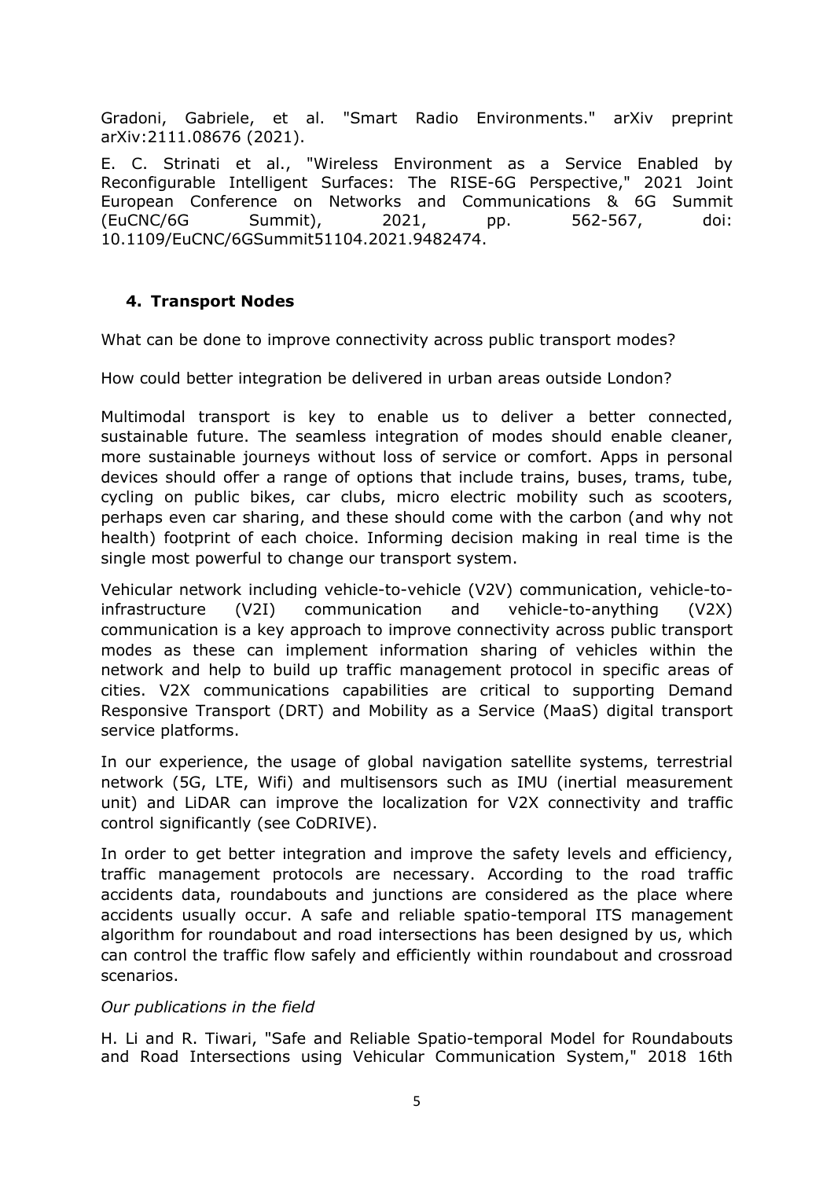Gradoni, Gabriele, et al. "Smart Radio Environments." arXiv preprint arXiv:2111.08676 (2021).

E. C. Strinati et al., "Wireless Environment as a Service Enabled by Reconfigurable Intelligent Surfaces: The RISE-6G Perspective," 2021 Joint European Conference on Networks and Communications & 6G Summit (EuCNC/6G Summit), 2021, pp. 562-567, doi: 10.1109/EuCNC/6GSummit51104.2021.9482474.

## 4. Transport Nodes

What can be done to improve connectivity across public transport modes?

How could better integration be delivered in urban areas outside London?

Multimodal transport is key to enable us to deliver a better connected, sustainable future. The seamless integration of modes should enable cleaner, more sustainable journeys without loss of service or comfort. Apps in personal devices should offer a range of options that include trains, buses, trams, tube, cycling on public bikes, car clubs, micro electric mobility such as scooters, perhaps even car sharing, and these should come with the carbon (and why not health) footprint of each choice. Informing decision making in real time is the single most powerful to change our transport system.

Vehicular network including vehicle-to-vehicle (V2V) communication, vehicle-to-infrastructure (V2I) communication and vehicle-to-anything (V2X) communication is a key approach to improve connectivity across public transport modes as these can implement information sharing of vehicles within the network and help to build up traffic management protocol in specific areas of cities. V2X communications capabilities are critical to supporting Demand Responsive Transport (DRT) and Mobility as a Service (MaaS) digital transport service platforms.

In our experience, the usage of global navigation satellite systems, terrestrial network (5G, LTE, Wifi) and multisensors such as IMU (inertial measurement unit) and LiDAR can improve the localization for V2X connectivity and traffic control significantly (see CoDRIVE).

In order to get better integration and improve the safety levels and efficiency, traffic management protocols are necessary. According to the road traffic accidents data, roundabouts and junctions are considered as the place where accidents usually occur. A safe and reliable spatio-temporal ITS management algorithm for roundabout and road intersections has been designed by us, which can control the traffic flow safely and efficiently within roundabout and crossroad scenarios.

*Our publications in the field*

H. Li and R. Tiwari, "Safe and Reliable Spatio-temporal Model for Roundabouts and Road Intersections using Vehicular Communication System," 2018 16th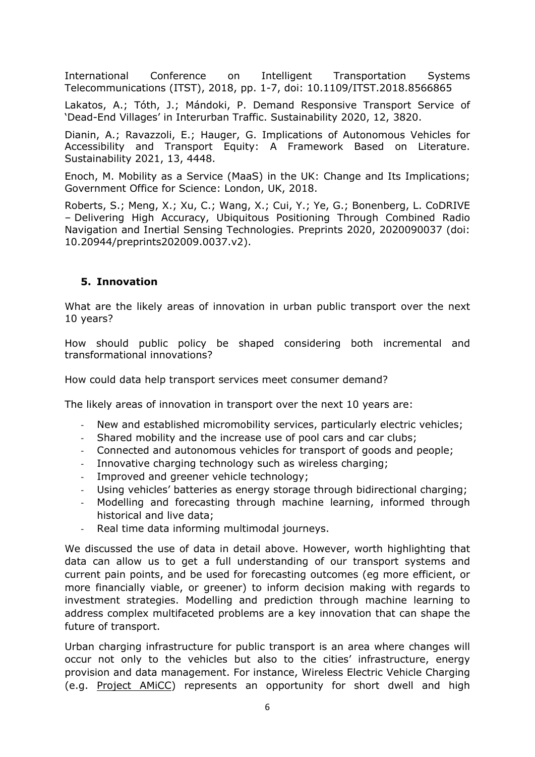International Conference on Intelligent Transportation Systems Telecommunications (ITST), 2018, pp. 1-7, doi: 10.1109/ITST.2018.8566865

Lakatos, A.; Tóth, J.; Mándoki, P. Demand Responsive Transport Service of 'Dead-End Villages' in Interurban Traffic. Sustainability 2020, 12, 3820.

Dianin, A.; Ravazzoli, E.; Hauger, G. Implications of Autonomous Vehicles for Accessibility and Transport Equity: A Framework Based on Literature. Sustainability 2021, 13, 4448.

Enoch, M. Mobility as a Service (MaaS) in the UK: Change and Its Implications; Government Office for Science: London, UK, 2018.

Roberts, S.; Meng, X.; Xu, C.; Wang, X.; Cui, Y.; Ye, G.; Bonenberg, L. CoDRIVE – Delivering High Accuracy, Ubiquitous Positioning Through Combined Radio Navigation and Inertial Sensing Technologies. Preprints 2020, 2020090037 (doi: 10.20944/preprints202009.0037.v2).

## 5. Innovation

What are the likely areas of innovation in urban public transport over the next 10 years?

How should public policy be shaped considering both incremental and transformational innovations?

How could data help transport services meet consumer demand?

The likely areas of innovation in transport over the next 10 years are:

- New and established micromobility services, particularly electric vehicles;
- Shared mobility and the increase use of pool cars and car clubs;
- Connected and autonomous vehicles for transport of goods and people;
- Innovative charging technology such as wireless charging;
- Improved and greener vehicle technology;
- Using vehicles' batteries as energy storage through bidirectional charging;
- Modelling and forecasting through machine learning, informed through historical and live data;
- Real time data informing multimodal journeys.

We discussed the use of data in detail above. However, worth highlighting that data can allow us to get a full understanding of our transport systems and current pain points, and be used for forecasting outcomes (eg more efficient, or more financially viable, or greener) to inform decision making with regards to investment strategies. Modelling and prediction through machine learning to address complex multifaceted problems are a key innovation that can shape the future of transport.

Urban charging infrastructure for public transport is an area where changes will occur not only to the vehicles but also to the cities' infrastructure, energy provision and data management. For instance, Wireless Electric Vehicle Charging (e.g. Project AMiCC) represents an opportunity for short dwell and high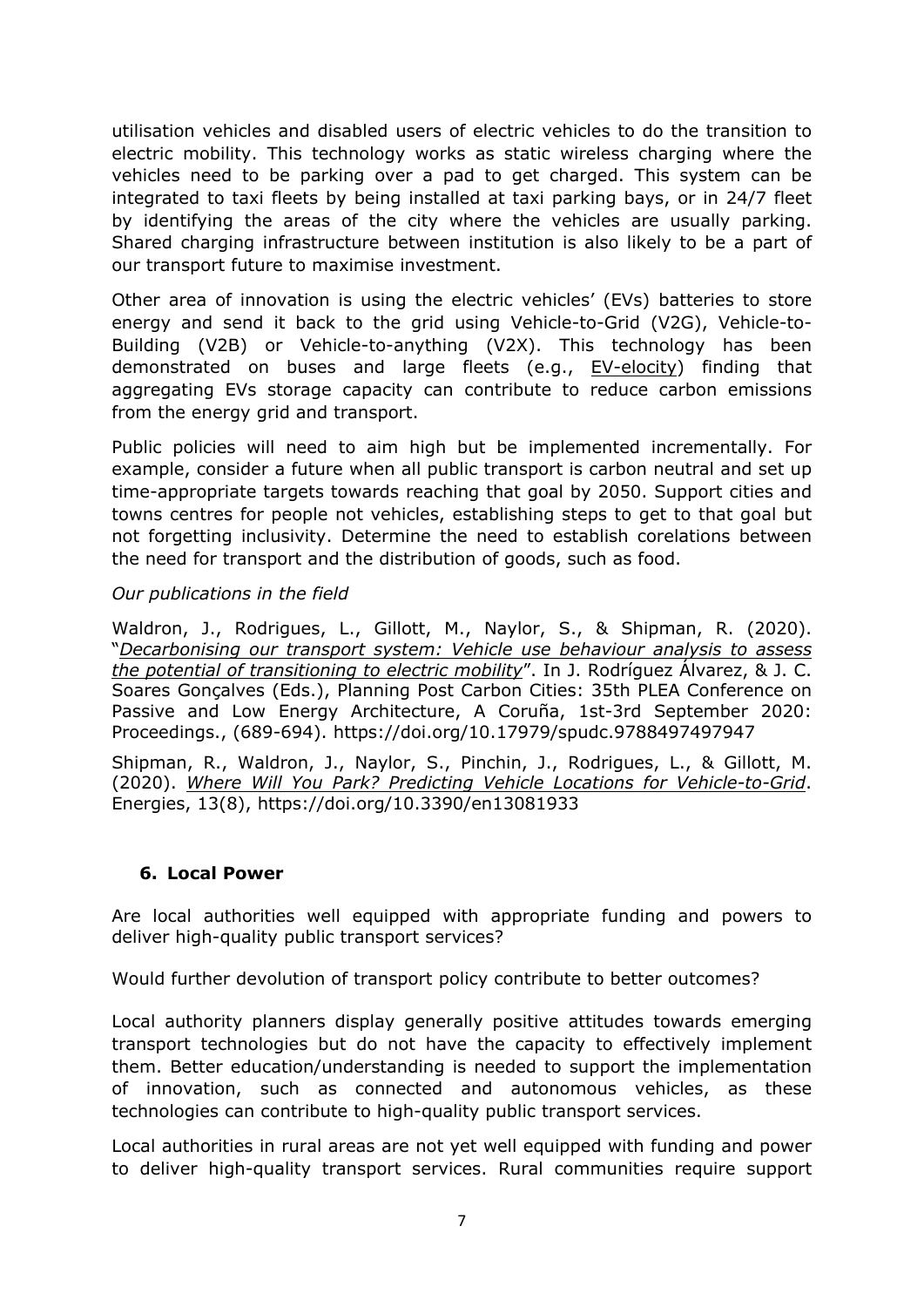utilisation vehicles and disabled users of electric vehicles to do the transition to electric mobility. This technology works as static wireless charging where the vehicles need to be parking over a pad to get charged. This system can be integrated to taxi fleets by being installed at taxi parking bays, or in 24/7 fleet by identifying the areas of the city where the vehicles are usually parking. Shared charging infrastructure between institution is also likely to be a part of our transport future to maximise investment.

Other area of innovation is using the electric vehicles' (EVs) batteries to store energy and send it back to the grid using Vehicle-to-Grid (V2G), Vehicle-to-Building (V2B) or Vehicle-to-anything (V2X). This technology has been demonstrated on buses and large fleets (e.g., EV-elocity) finding that aggregating EVs storage capacity can contribute to reduce carbon emissions from the energy grid and transport.

Public policies will need to aim high but be implemented incrementally. For example, consider a future when all public transport is carbon neutral and set up time-appropriate targets towards reaching that goal by 2050. Support cities and towns centres for people not vehicles, establishing steps to get to that goal but not forgetting inclusivity. Determine the need to establish corelations between the need for transport and the distribution of goods, such as food.

*Our publications in the field*

Waldron, J., Rodrigues, L., Gillott, M., Naylor, S., & Shipman, R. (2020). "*Decarbonising our transport system: Vehicle use behaviour analysis to assess the potential of transitioning to electric mobility*". In J. Rodríguez Álvarez, & J. C. Soares Gonçalves (Eds.), Planning Post Carbon Cities: 35th PLEA Conference on Passive and Low Energy Architecture, A Coruña, 1st-3rd September 2020: Proceedings., (689-694). https://doi.org/10.17979/spudc.9788497497947

Shipman, R., Waldron, J., Naylor, S., Pinchin, J., Rodrigues, L., & Gillott, M. (2020). *Where Will You Park? Predicting Vehicle Locations for Vehicle-to-Grid*. Energies, 13(8), https://doi.org/10.3390/en13081933

## 6. Local Power

Are local authorities well equipped with appropriate funding and powers to deliver high-quality public transport services?

Would further devolution of transport policy contribute to better outcomes?

Local authority planners display generally positive attitudes towards emerging transport technologies but do not have the capacity to effectively implement them. Better education/understanding is needed to support the implementation of innovation, such as connected and autonomous vehicles, as these technologies can contribute to high-quality public transport services.

Local authorities in rural areas are not yet well equipped with funding and power to deliver high-quality transport services. Rural communities require support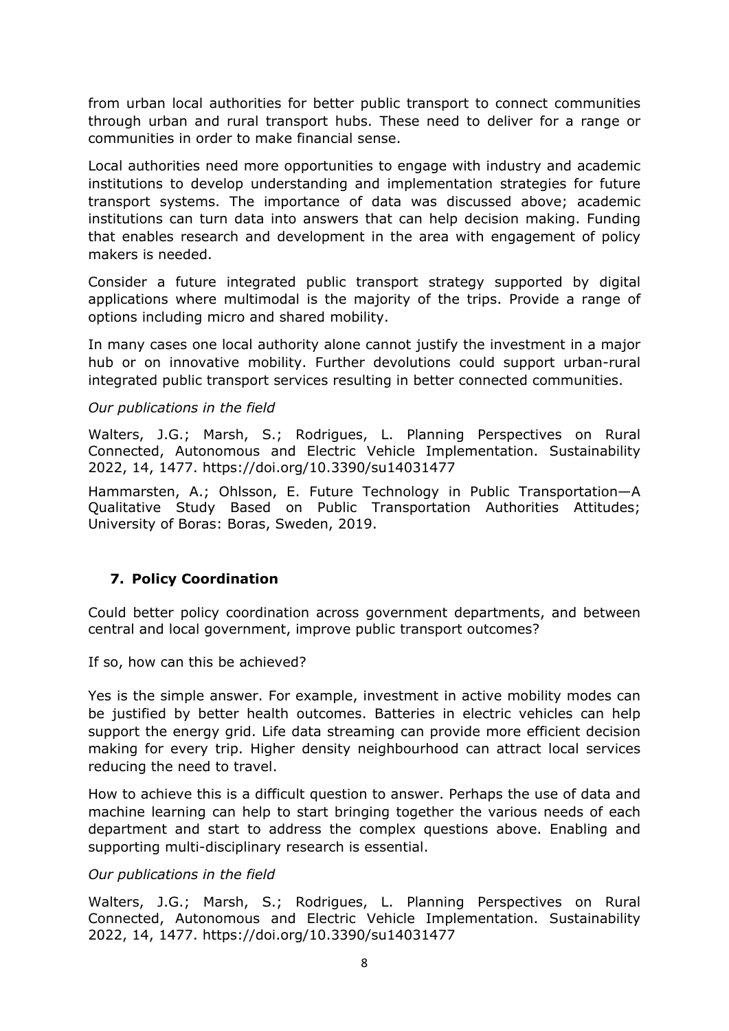from urban local authorities for better public transport to connect communities through urban and rural transport hubs. These need to deliver for a range or communities in order to make financial sense.

Local authorities need more opportunities to engage with industry and academic institutions to develop understanding and implementation strategies for future transport systems. The importance of data was discussed above; academic institutions can turn data into answers that can help decision making. Funding that enables research and development in the area with engagement of policy makers is needed.

Consider a future integrated public transport strategy supported by digital applications where multimodal is the majority of the trips. Provide a range of options including micro and shared mobility.

In many cases one local authority alone cannot justify the investment in a major hub or on innovative mobility. Further devolutions could support urban-rural integrated public transport services resulting in better connected communities.

*Our publications in the field*

Walters, J.G.; Marsh, S.; Rodrigues, L. Planning Perspectives on Rural Connected, Autonomous and Electric Vehicle Implementation. Sustainability 2022, 14, 1477. https://doi.org/10.3390/su14031477

Hammarsten, A.; Ohlsson, E. Future Technology in Public Transportation—A Qualitative Study Based on Public Transportation Authorities Attitudes; University of Boras: Boras, Sweden, 2019.

## 7. Policy Coordination

Could better policy coordination across government departments, and between central and local government, improve public transport outcomes?

If so, how can this be achieved?

Yes is the simple answer. For example, investment in active mobility modes can be justified by better health outcomes. Batteries in electric vehicles can help support the energy grid. Life data streaming can provide more efficient decision making for every trip. Higher density neighbourhood can attract local services reducing the need to travel.

How to achieve this is a difficult question to answer. Perhaps the use of data and machine learning can help to start bringing together the various needs of each department and start to address the complex questions above. Enabling and supporting multi-disciplinary research is essential.

*Our publications in the field*

Walters, J.G.; Marsh, S.; Rodrigues, L. Planning Perspectives on Rural Connected, Autonomous and Electric Vehicle Implementation. Sustainability 2022, 14, 1477. https://doi.org/10.3390/su14031477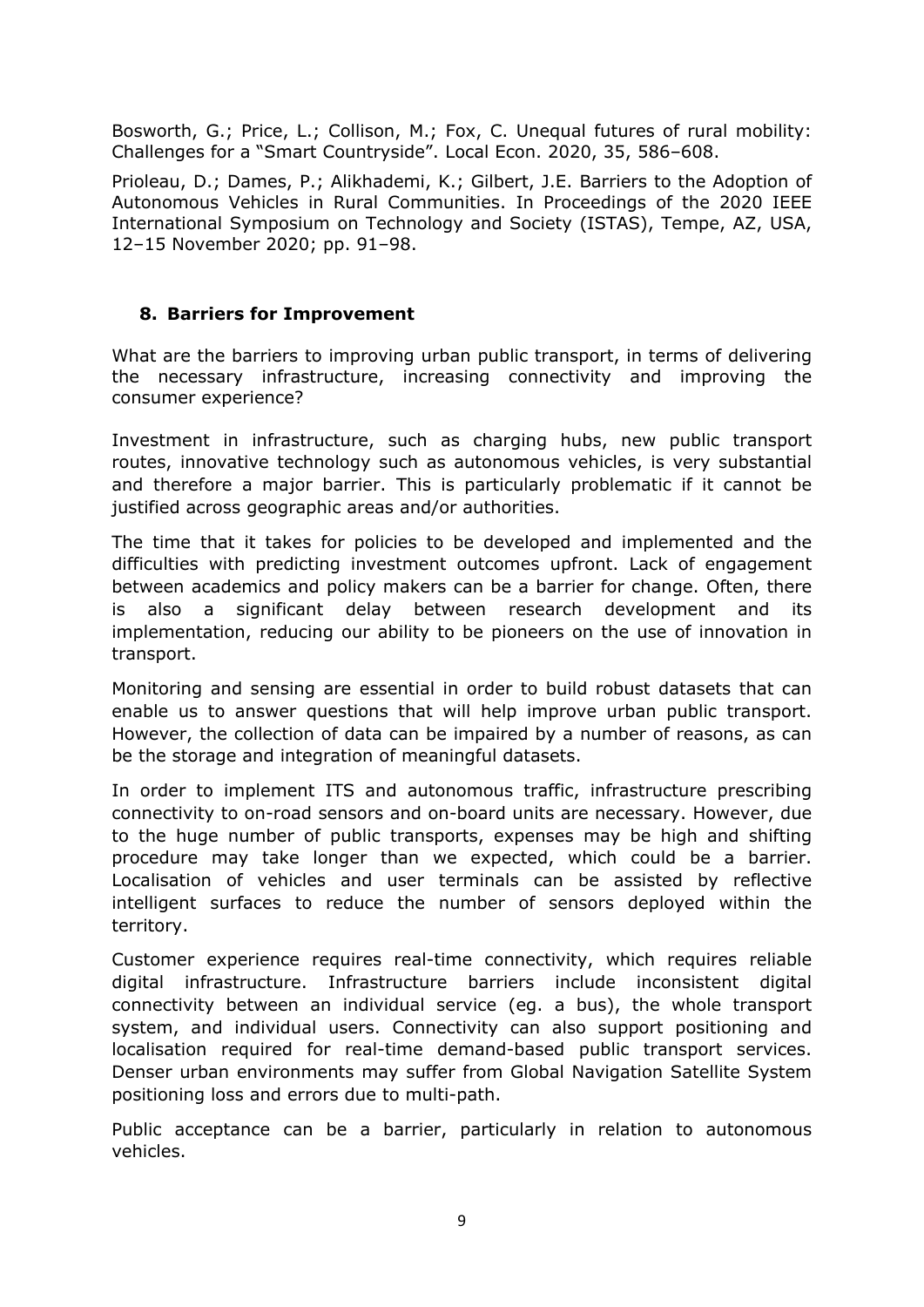Bosworth, G.; Price, L.; Collison, M.; Fox, C. Unequal futures of rural mobility: Challenges for a "Smart Countryside". Local Econ. 2020, 35, 586–608.

Prioleau, D.; Dames, P.; Alikhademi, K.; Gilbert, J.E. Barriers to the Adoption of Autonomous Vehicles in Rural Communities. In Proceedings of the 2020 IEEE International Symposium on Technology and Society (ISTAS), Tempe, AZ, USA, 12–15 November 2020; pp. 91–98.

## 8. Barriers for Improvement

What are the barriers to improving urban public transport, in terms of delivering the necessary infrastructure, increasing connectivity and improving the consumer experience?

Investment in infrastructure, such as charging hubs, new public transport routes, innovative technology such as autonomous vehicles, is very substantial and therefore a major barrier. This is particularly problematic if it cannot be justified across geographic areas and/or authorities.

The time that it takes for policies to be developed and implemented and the difficulties with predicting investment outcomes upfront. Lack of engagement between academics and policy makers can be a barrier for change. Often, there is also a significant delay between research development and its implementation, reducing our ability to be pioneers on the use of innovation in transport.

Monitoring and sensing are essential in order to build robust datasets that can enable us to answer questions that will help improve urban public transport. However, the collection of data can be impaired by a number of reasons, as can be the storage and integration of meaningful datasets.

In order to implement ITS and autonomous traffic, infrastructure prescribing connectivity to on-road sensors and on-board units are necessary. However, due to the huge number of public transports, expenses may be high and shifting procedure may take longer than we expected, which could be a barrier. Localisation of vehicles and user terminals can be assisted by reflective intelligent surfaces to reduce the number of sensors deployed within the territory.

Customer experience requires real-time connectivity, which requires reliable digital infrastructure. Infrastructure barriers include inconsistent digital connectivity between an individual service (eg. a bus), the whole transport system, and individual users. Connectivity can also support positioning and localisation required for real-time demand-based public transport services. Denser urban environments may suffer from Global Navigation Satellite System positioning loss and errors due to multi-path.

Public acceptance can be a barrier, particularly in relation to autonomous vehicles.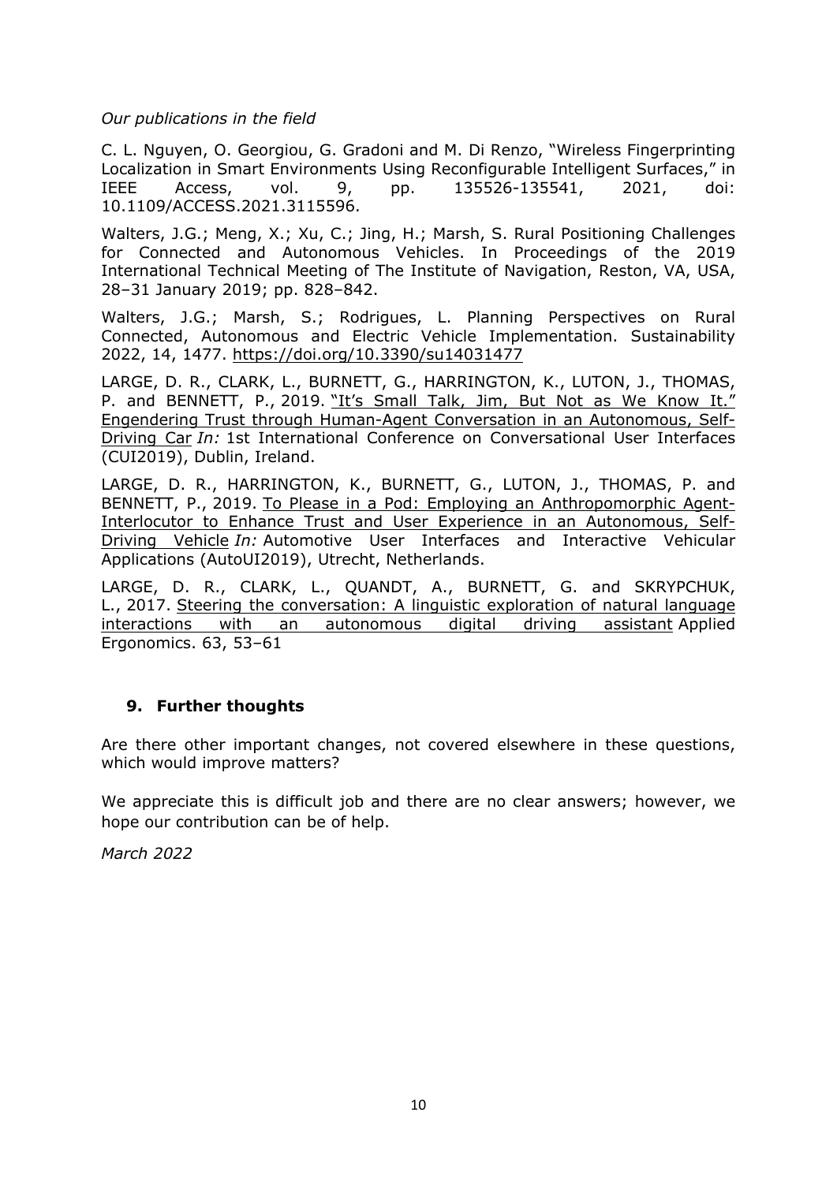*Our publications in the field*

C. L. Nguyen, O. Georgiou, G. Gradoni and M. Di Renzo, "Wireless Fingerprinting Localization in Smart Environments Using Reconfigurable Intelligent Surfaces," in IEEE Access, vol. 9, pp. 135526-135541, 2021, doi: 10.1109/ACCESS.2021.3115596.

Walters, J.G.; Meng, X.; Xu, C.; Jing, H.; Marsh, S. Rural Positioning Challenges for Connected and Autonomous Vehicles. In Proceedings of the 2019 International Technical Meeting of The Institute of Navigation, Reston, VA, USA, 28–31 January 2019; pp. 828–842.

Walters, J.G.; Marsh, S.; Rodrigues, L. Planning Perspectives on Rural Connected, Autonomous and Electric Vehicle Implementation. Sustainability 2022, 14, 1477. https://doi.org/10.3390/su14031477

LARGE, D. R., CLARK, L., BURNETT, G., HARRINGTON, K., LUTON, J., THOMAS, P. and BENNETT, P., 2019. "It's Small Talk, Jim, But Not as We Know It." Engendering Trust through Human-Agent Conversation in an Autonomous, Self-Driving Car *In:* 1st International Conference on Conversational User Interfaces (CUI2019), Dublin, Ireland.

LARGE, D. R., HARRINGTON, K., BURNETT, G., LUTON, J., THOMAS, P. and BENNETT, P., 2019. To Please in a Pod: Employing an Anthropomorphic Agent-Interlocutor to Enhance Trust and User Experience in an Autonomous, Self-Driving Vehicle *In:* Automotive User Interfaces and Interactive Vehicular Applications (AutoUI2019), Utrecht, Netherlands.

LARGE, D. R., CLARK, L., QUANDT, A., BURNETT, G. and SKRYPCHUK, L., 2017. Steering the conversation: A linguistic exploration of natural language interactions with an autonomous digital driving assistant Applied Ergonomics. 63, 53–61

## 9. Further thoughts

Are there other important changes, not covered elsewhere in these questions, which would improve matters?

We appreciate this is difficult job and there are no clear answers; however, we hope our contribution can be of help.

*March 2022*